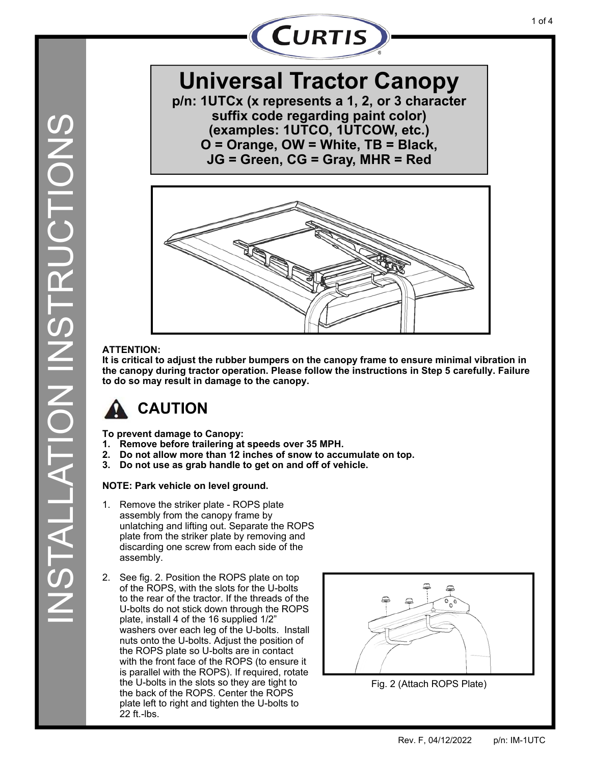INSTALLATION INSTRUCTIONS

CURTIS

# Universal Tractor Canopy

**p/n: 1UTCx (x represents a 1, 2, or 3 character suffix code regarding paint color)**
**(examples: 1UTCO, 1UTCOW, etc.)**
**O = Orange, OW = White, TB = Black,**
**JG = Green, CG = Gray, MHR = Red**

**ATTENTION:**
**It is critical to adjust the rubber bumpers on the canopy frame to ensure minimal vibration in the canopy during tractor operation. Please follow the instructions in Step 5 carefully. Failure to do so may result in damage to the canopy.**

## CAUTION

**To prevent damage to Canopy:**

1. **Remove before trailering at speeds over 35 MPH.**
2. **Do not allow more than 12 inches of snow to accumulate on top.**
3. **Do not use as grab handle to get on and off of vehicle.**

**NOTE: Park vehicle on level ground.**

1. Remove the striker plate - ROPS plate assembly from the canopy frame by unlatching and lifting out. Separate the ROPS plate from the striker plate by removing and discarding one screw from each side of the assembly.

2. See fig. 2. Position the ROPS plate on top of the ROPS, with the slots for the U-bolts to the rear of the tractor. If the threads of the U-bolts do not stick down through the ROPS plate, install 4 of the 16 supplied 1/2" washers over each leg of the U-bolts. Install nuts onto the U-bolts. Adjust the position of the ROPS plate so U-bolts are in contact with the front face of the ROPS (to ensure it is parallel with the ROPS). If required, rotate the U-bolts in the slots so they are tight to the back of the ROPS. Center the ROPS plate left to right and tighten the U-bolts to 22 ft.-lbs.

Fig. 2 (Attach ROPS Plate)

Rev. F, 04/12/2022 p/n: IM-1UTC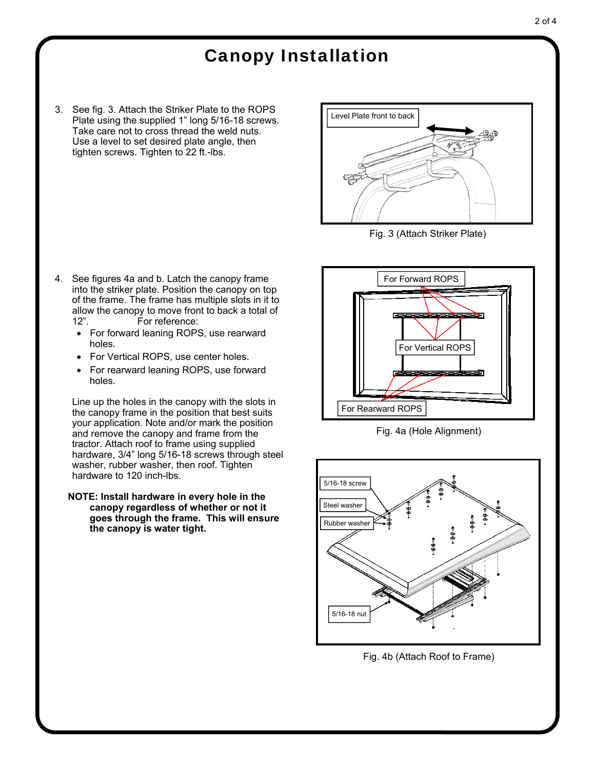# Canopy Installation

3. See fig. 3. Attach the Striker Plate to the ROPS Plate using the supplied 1" long 5/16-18 screws. Take care not to cross thread the weld nuts. Use a level to set desired plate angle, then tighten screws. Tighten to 22 ft.-lbs.

Level Plate front to back

Fig. 3 (Attach Striker Plate)

4. See figures 4a and b. Latch the canopy frame into the striker plate. Position the canopy on top of the frame. The frame has multiple slots in it to allow the canopy to move front to back a total of 12". For reference:
   - For forward leaning ROPS, use rearward holes.
   - For Vertical ROPS, use center holes.
   - For rearward leaning ROPS, use forward holes.

   Line up the holes in the canopy with the slots in the canopy frame in the position that best suits your application. Note and/or mark the position and remove the canopy and frame from the tractor. Attach roof to frame using supplied hardware, 3/4" long 5/16-18 screws through steel washer, rubber washer, then roof. Tighten hardware to 120 inch-lbs.

   **NOTE: Install hardware in every hole in the canopy regardless of whether or not it goes through the frame. This will ensure the canopy is water tight.**

For Forward ROPS

For Vertical ROPS

For Rearward ROPS

Fig. 4a (Hole Alignment)

5/16-18 screw

Steel washer

Rubber washer

5/16-18 nut

Fig. 4b (Attach Roof to Frame)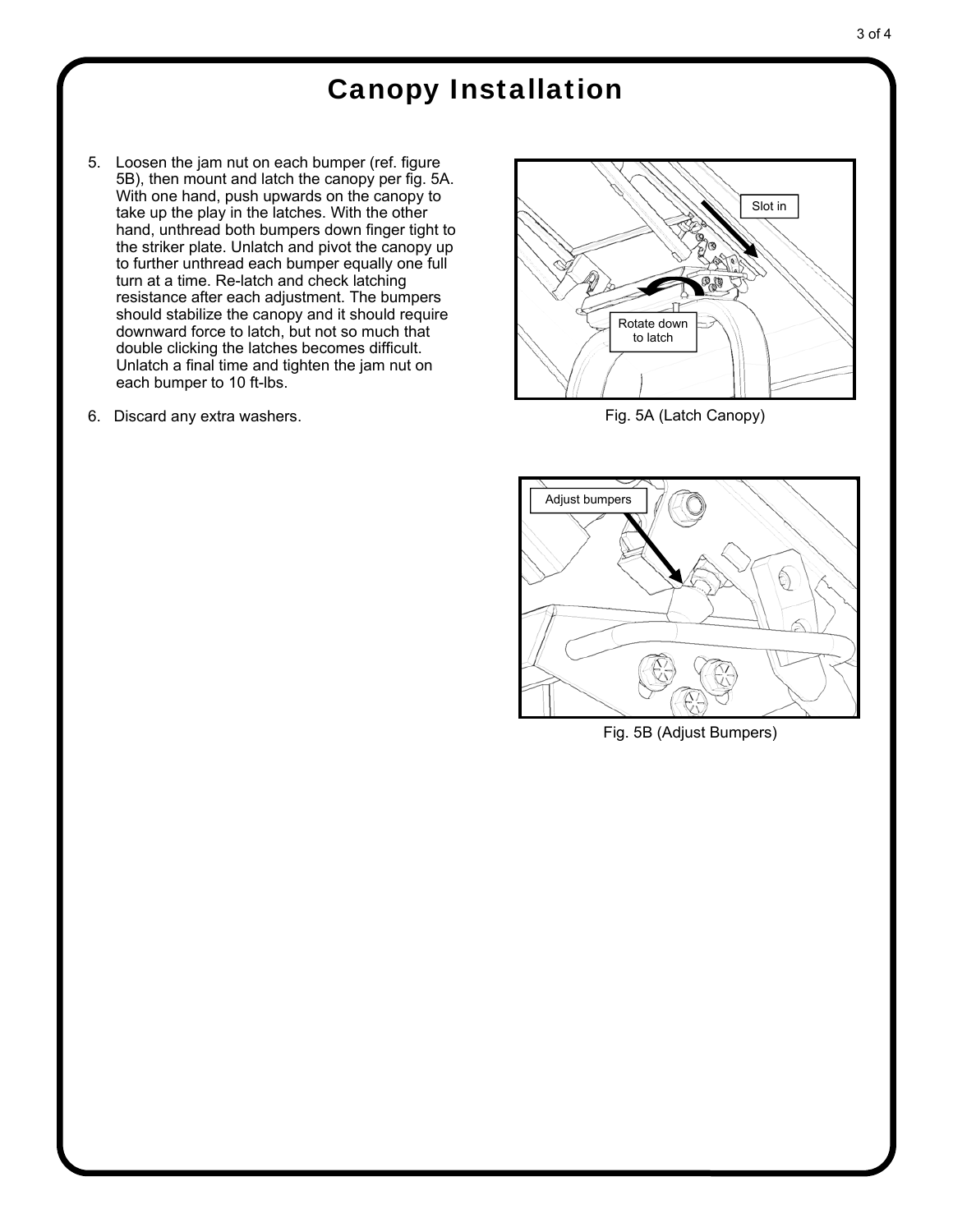# Canopy Installation

5. Loosen the jam nut on each bumper (ref. figure 5B), then mount and latch the canopy per fig. 5A. With one hand, push upwards on the canopy to take up the play in the latches. With the other hand, unthread both bumpers down finger tight to the striker plate. Unlatch and pivot the canopy up to further unthread each bumper equally one full turn at a time. Re-latch and check latching resistance after each adjustment. The bumpers should stabilize the canopy and it should require downward force to latch, but not so much that double clicking the latches becomes difficult. Unlatch a final time and tighten the jam nut on each bumper to 10 ft-lbs.

6. Discard any extra washers.

Fig. 5A (Latch Canopy)

Fig. 5B (Adjust Bumpers)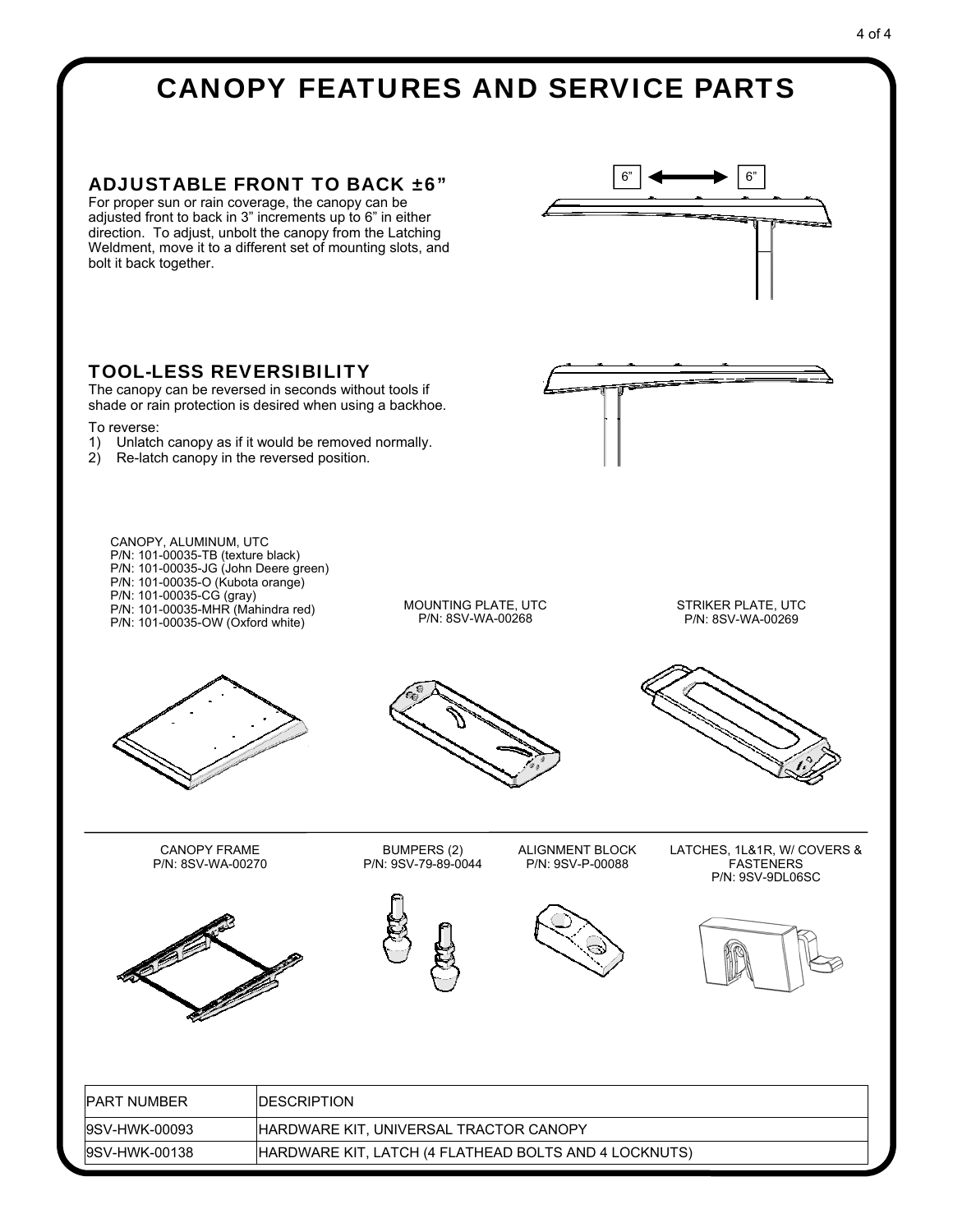# CANOPY FEATURES AND SERVICE PARTS

## ADJUSTABLE FRONT TO BACK ±6”

For proper sun or rain coverage, the canopy can be adjusted front to back in 3” increments up to 6” in either direction. To adjust, unbolt the canopy from the Latching Weldment, move it to a different set of mounting slots, and bolt it back together.

6” 6”

## TOOL-LESS REVERSIBILITY

The canopy can be reversed in seconds without tools if shade or rain protection is desired when using a backhoe.

To reverse:

1) Unlatch canopy as if it would be removed normally.
2) Re-latch canopy in the reversed position.

CANOPY, ALUMINUM, UTC
P/N: 101-00035-TB (texture black)
P/N: 101-00035-JG (John Deere green)
P/N: 101-00035-O (Kubota orange)
P/N: 101-00035-CG (gray)
P/N: 101-00035-MHR (Mahindra red)
P/N: 101-00035-OW (Oxford white)

MOUNTING PLATE, UTC
P/N: 8SV-WA-00268

STRIKER PLATE, UTC
P/N: 8SV-WA-00269

CANOPY FRAME
P/N: 8SV-WA-00270

BUMPERS (2)
P/N: 9SV-79-89-0044

ALIGNMENT BLOCK
P/N: 9SV-P-00088

LATCHES, 1L&1R, W/ COVERS & FASTENERS
P/N: 9SV-9DL06SC

| PART NUMBER | DESCRIPTION |
|---|---|
| 9SV-HWK-00093 | HARDWARE KIT, UNIVERSAL TRACTOR CANOPY |
| 9SV-HWK-00138 | HARDWARE KIT, LATCH (4 FLATHEAD BOLTS AND 4 LOCKNUTS) |